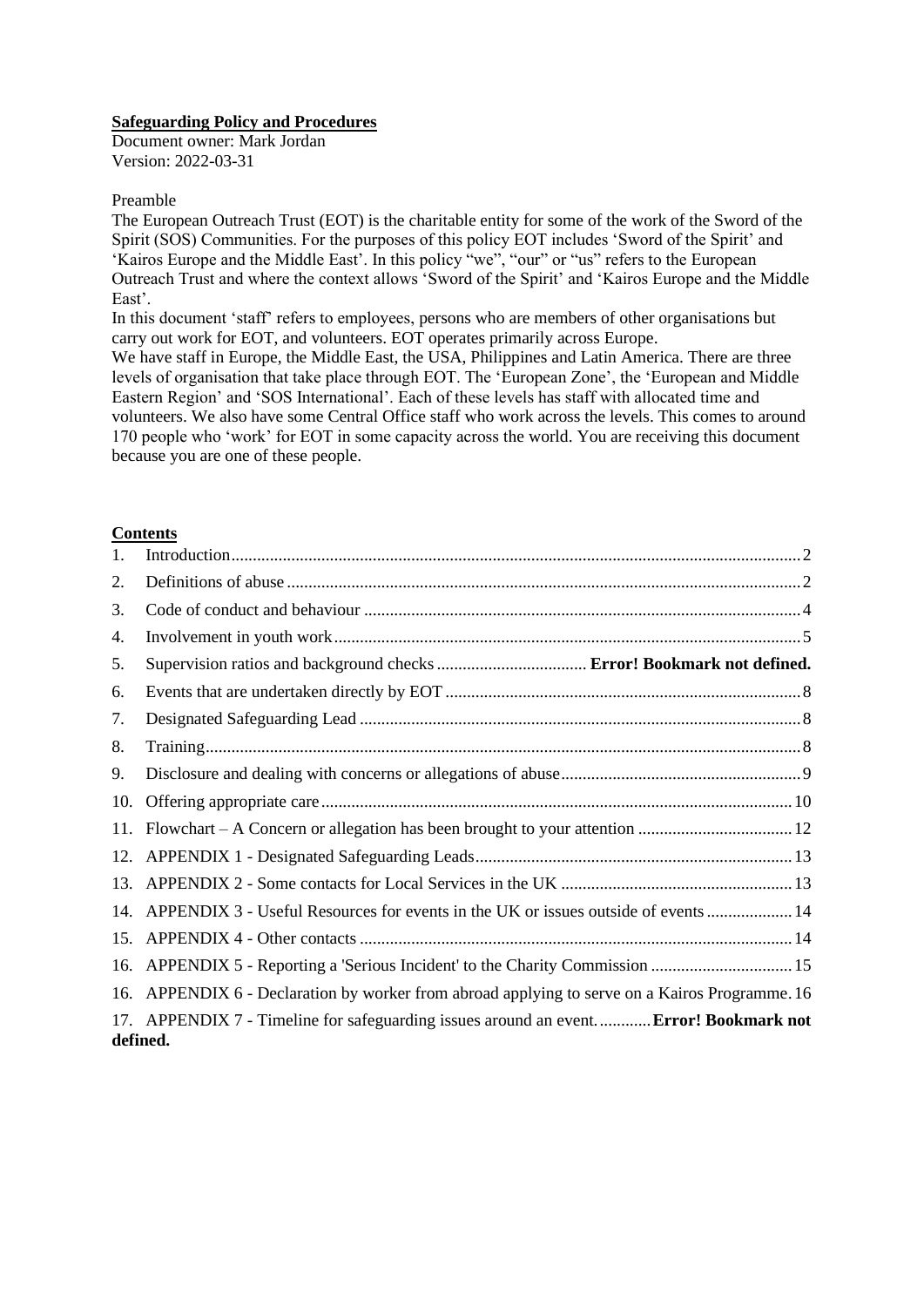**Safeguarding Policy and Procedures**

Document owner: Mark Jordan
Version: 2022-03-31

Preamble

The European Outreach Trust (EOT) is the charitable entity for some of the work of the Sword of the Spirit (SOS) Communities. For the purposes of this policy EOT includes 'Sword of the Spirit' and 'Kairos Europe and the Middle East'. In this policy "we", "our" or "us" refers to the European Outreach Trust and where the context allows 'Sword of the Spirit' and 'Kairos Europe and the Middle East'.

In this document 'staff' refers to employees, persons who are members of other organisations but carry out work for EOT, and volunteers. EOT operates primarily across Europe.

We have staff in Europe, the Middle East, the USA, Philippines and Latin America. There are three levels of organisation that take place through EOT. The 'European Zone', the 'European and Middle Eastern Region' and 'SOS International'. Each of these levels has staff with allocated time and volunteers. We also have some Central Office staff who work across the levels. This comes to around 170 people who 'work' for EOT in some capacity across the world. You are receiving this document because you are one of these people.

**Contents**

1. Introduction .......... 2
2. Definitions of abuse .......... 2
3. Code of conduct and behaviour .......... 4
4. Involvement in youth work .......... 5
5. Supervision ratios and background checks .......... **Error! Bookmark not defined.**
6. Events that are undertaken directly by EOT .......... 8
7. Designated Safeguarding Lead .......... 8
8. Training .......... 8
9. Disclosure and dealing with concerns or allegations of abuse .......... 9
10. Offering appropriate care .......... 10
11. Flowchart – A Concern or allegation has been brought to your attention .......... 12
12. APPENDIX 1 - Designated Safeguarding Leads .......... 13
13. APPENDIX 2 - Some contacts for Local Services in the UK .......... 13
14. APPENDIX 3 - Useful Resources for events in the UK or issues outside of events .......... 14
15. APPENDIX 4 - Other contacts .......... 14
16. APPENDIX 5 - Reporting a 'Serious Incident' to the Charity Commission .......... 15
16. APPENDIX 6 - Declaration by worker from abroad applying to serve on a Kairos Programme. 16
17. APPENDIX 7 - Timeline for safeguarding issues around an event. .......... **Error! Bookmark not defined.**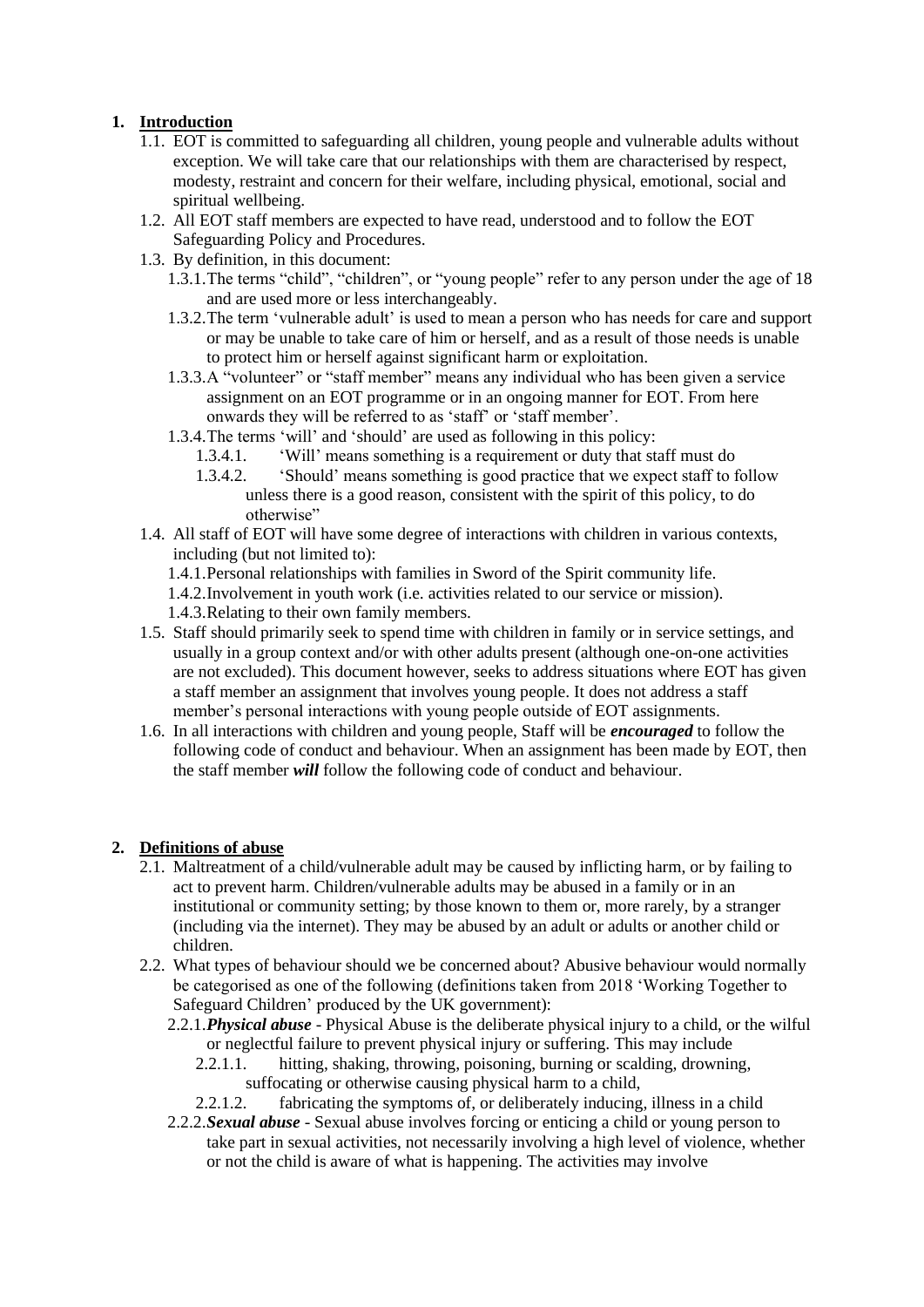## 1. Introduction

1.1. EOT is committed to safeguarding all children, young people and vulnerable adults without exception. We will take care that our relationships with them are characterised by respect, modesty, restraint and concern for their welfare, including physical, emotional, social and spiritual wellbeing.

1.2. All EOT staff members are expected to have read, understood and to follow the EOT Safeguarding Policy and Procedures.

1.3. By definition, in this document:

1.3.1. The terms "child", "children", or "young people" refer to any person under the age of 18 and are used more or less interchangeably.

1.3.2. The term 'vulnerable adult' is used to mean a person who has needs for care and support or may be unable to take care of him or herself, and as a result of those needs is unable to protect him or herself against significant harm or exploitation.

1.3.3. A "volunteer" or "staff member" means any individual who has been given a service assignment on an EOT programme or in an ongoing manner for EOT. From here onwards they will be referred to as 'staff' or 'staff member'.

1.3.4. The terms 'will' and 'should' are used as following in this policy:

1.3.4.1. 'Will' means something is a requirement or duty that staff must do

1.3.4.2. 'Should' means something is good practice that we expect staff to follow unless there is a good reason, consistent with the spirit of this policy, to do otherwise"

1.4. All staff of EOT will have some degree of interactions with children in various contexts, including (but not limited to):

1.4.1. Personal relationships with families in Sword of the Spirit community life.

1.4.2. Involvement in youth work (i.e. activities related to our service or mission).

1.4.3. Relating to their own family members.

1.5. Staff should primarily seek to spend time with children in family or in service settings, and usually in a group context and/or with other adults present (although one-on-one activities are not excluded). This document however, seeks to address situations where EOT has given a staff member an assignment that involves young people. It does not address a staff member's personal interactions with young people outside of EOT assignments.

1.6. In all interactions with children and young people, Staff will be ***encouraged*** to follow the following code of conduct and behaviour. When an assignment has been made by EOT, then the staff member ***will*** follow the following code of conduct and behaviour.

## 2. Definitions of abuse

2.1. Maltreatment of a child/vulnerable adult may be caused by inflicting harm, or by failing to act to prevent harm. Children/vulnerable adults may be abused in a family or in an institutional or community setting; by those known to them or, more rarely, by a stranger (including via the internet). They may be abused by an adult or adults or another child or children.

2.2. What types of behaviour should we be concerned about? Abusive behaviour would normally be categorised as one of the following (definitions taken from 2018 'Working Together to Safeguard Children' produced by the UK government):

2.2.1. ***Physical abuse*** - Physical Abuse is the deliberate physical injury to a child, or the wilful or neglectful failure to prevent physical injury or suffering. This may include

2.2.1.1. hitting, shaking, throwing, poisoning, burning or scalding, drowning, suffocating or otherwise causing physical harm to a child,

2.2.1.2. fabricating the symptoms of, or deliberately inducing, illness in a child

2.2.2. ***Sexual abuse*** - Sexual abuse involves forcing or enticing a child or young person to take part in sexual activities, not necessarily involving a high level of violence, whether or not the child is aware of what is happening. The activities may involve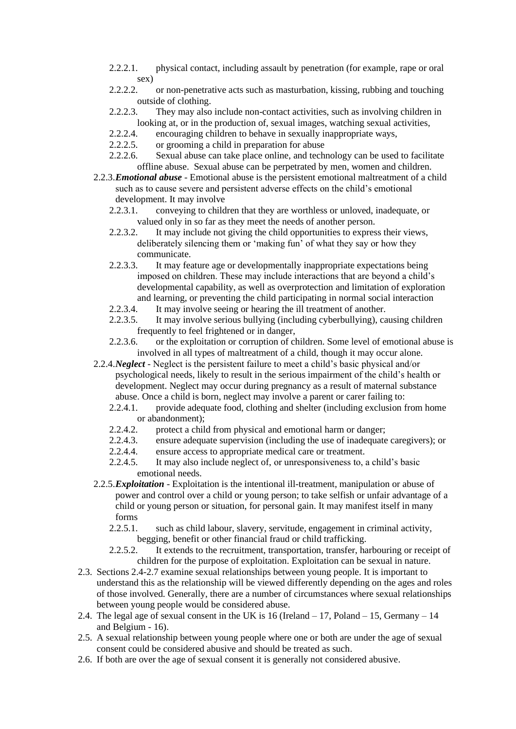- 2.2.2.1. physical contact, including assault by penetration (for example, rape or oral sex)
- 2.2.2.2. or non-penetrative acts such as masturbation, kissing, rubbing and touching outside of clothing.
- 2.2.2.3. They may also include non-contact activities, such as involving children in looking at, or in the production of, sexual images, watching sexual activities,
- 2.2.2.4. encouraging children to behave in sexually inappropriate ways,
- 2.2.2.5. or grooming a child in preparation for abuse
- 2.2.2.6. Sexual abuse can take place online, and technology can be used to facilitate offline abuse. Sexual abuse can be perpetrated by men, women and children.

2.2.3. ***Emotional abuse*** - Emotional abuse is the persistent emotional maltreatment of a child such as to cause severe and persistent adverse effects on the child's emotional development. It may involve

- 2.2.3.1. conveying to children that they are worthless or unloved, inadequate, or valued only in so far as they meet the needs of another person.
- 2.2.3.2. It may include not giving the child opportunities to express their views, deliberately silencing them or 'making fun' of what they say or how they communicate.
- 2.2.3.3. It may feature age or developmentally inappropriate expectations being imposed on children. These may include interactions that are beyond a child's developmental capability, as well as overprotection and limitation of exploration and learning, or preventing the child participating in normal social interaction
- 2.2.3.4. It may involve seeing or hearing the ill treatment of another.
- 2.2.3.5. It may involve serious bullying (including cyberbullying), causing children frequently to feel frightened or in danger,
- 2.2.3.6. or the exploitation or corruption of children. Some level of emotional abuse is involved in all types of maltreatment of a child, though it may occur alone.

2.2.4. ***Neglect*** - Neglect is the persistent failure to meet a child's basic physical and/or psychological needs, likely to result in the serious impairment of the child's health or development. Neglect may occur during pregnancy as a result of maternal substance abuse. Once a child is born, neglect may involve a parent or carer failing to:

- 2.2.4.1. provide adequate food, clothing and shelter (including exclusion from home or abandonment);
- 2.2.4.2. protect a child from physical and emotional harm or danger;
- 2.2.4.3. ensure adequate supervision (including the use of inadequate caregivers); or
- 2.2.4.4. ensure access to appropriate medical care or treatment.
- 2.2.4.5. It may also include neglect of, or unresponsiveness to, a child's basic emotional needs.

2.2.5. ***Exploitation*** - Exploitation is the intentional ill-treatment, manipulation or abuse of power and control over a child or young person; to take selfish or unfair advantage of a child or young person or situation, for personal gain. It may manifest itself in many forms

- 2.2.5.1. such as child labour, slavery, servitude, engagement in criminal activity, begging, benefit or other financial fraud or child trafficking.
- 2.2.5.2. It extends to the recruitment, transportation, transfer, harbouring or receipt of children for the purpose of exploitation. Exploitation can be sexual in nature.

2.3. Sections 2.4-2.7 examine sexual relationships between young people. It is important to understand this as the relationship will be viewed differently depending on the ages and roles of those involved. Generally, there are a number of circumstances where sexual relationships between young people would be considered abuse.

2.4. The legal age of sexual consent in the UK is 16 (Ireland – 17, Poland – 15, Germany – 14 and Belgium - 16).

2.5. A sexual relationship between young people where one or both are under the age of sexual consent could be considered abusive and should be treated as such.

2.6. If both are over the age of sexual consent it is generally not considered abusive.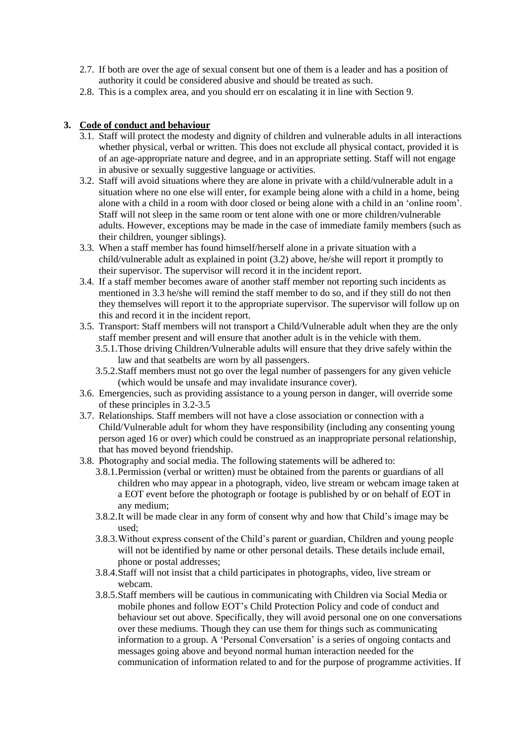2.7. If both are over the age of sexual consent but one of them is a leader and has a position of authority it could be considered abusive and should be treated as such.

2.8. This is a complex area, and you should err on escalating it in line with Section 9.

## 3. Code of conduct and behaviour

3.1. Staff will protect the modesty and dignity of children and vulnerable adults in all interactions whether physical, verbal or written. This does not exclude all physical contact, provided it is of an age-appropriate nature and degree, and in an appropriate setting. Staff will not engage in abusive or sexually suggestive language or activities.

3.2. Staff will avoid situations where they are alone in private with a child/vulnerable adult in a situation where no one else will enter, for example being alone with a child in a home, being alone with a child in a room with door closed or being alone with a child in an 'online room'. Staff will not sleep in the same room or tent alone with one or more children/vulnerable adults. However, exceptions may be made in the case of immediate family members (such as their children, younger siblings).

3.3. When a staff member has found himself/herself alone in a private situation with a child/vulnerable adult as explained in point (3.2) above, he/she will report it promptly to their supervisor. The supervisor will record it in the incident report.

3.4. If a staff member becomes aware of another staff member not reporting such incidents as mentioned in 3.3 he/she will remind the staff member to do so, and if they still do not then they themselves will report it to the appropriate supervisor. The supervisor will follow up on this and record it in the incident report.

3.5. Transport: Staff members will not transport a Child/Vulnerable adult when they are the only staff member present and will ensure that another adult is in the vehicle with them.

- 3.5.1. Those driving Children/Vulnerable adults will ensure that they drive safely within the law and that seatbelts are worn by all passengers.
- 3.5.2. Staff members must not go over the legal number of passengers for any given vehicle (which would be unsafe and may invalidate insurance cover).

3.6. Emergencies, such as providing assistance to a young person in danger, will override some of these principles in 3.2-3.5

3.7. Relationships. Staff members will not have a close association or connection with a Child/Vulnerable adult for whom they have responsibility (including any consenting young person aged 16 or over) which could be construed as an inappropriate personal relationship, that has moved beyond friendship.

3.8. Photography and social media. The following statements will be adhered to:

- 3.8.1. Permission (verbal or written) must be obtained from the parents or guardians of all children who may appear in a photograph, video, live stream or webcam image taken at a EOT event before the photograph or footage is published by or on behalf of EOT in any medium;
- 3.8.2. It will be made clear in any form of consent why and how that Child's image may be used;
- 3.8.3. Without express consent of the Child's parent or guardian, Children and young people will not be identified by name or other personal details. These details include email, phone or postal addresses;
- 3.8.4. Staff will not insist that a child participates in photographs, video, live stream or webcam.
- 3.8.5. Staff members will be cautious in communicating with Children via Social Media or mobile phones and follow EOT's Child Protection Policy and code of conduct and behaviour set out above. Specifically, they will avoid personal one on one conversations over these mediums. Though they can use them for things such as communicating information to a group. A 'Personal Conversation' is a series of ongoing contacts and messages going above and beyond normal human interaction needed for the communication of information related to and for the purpose of programme activities. If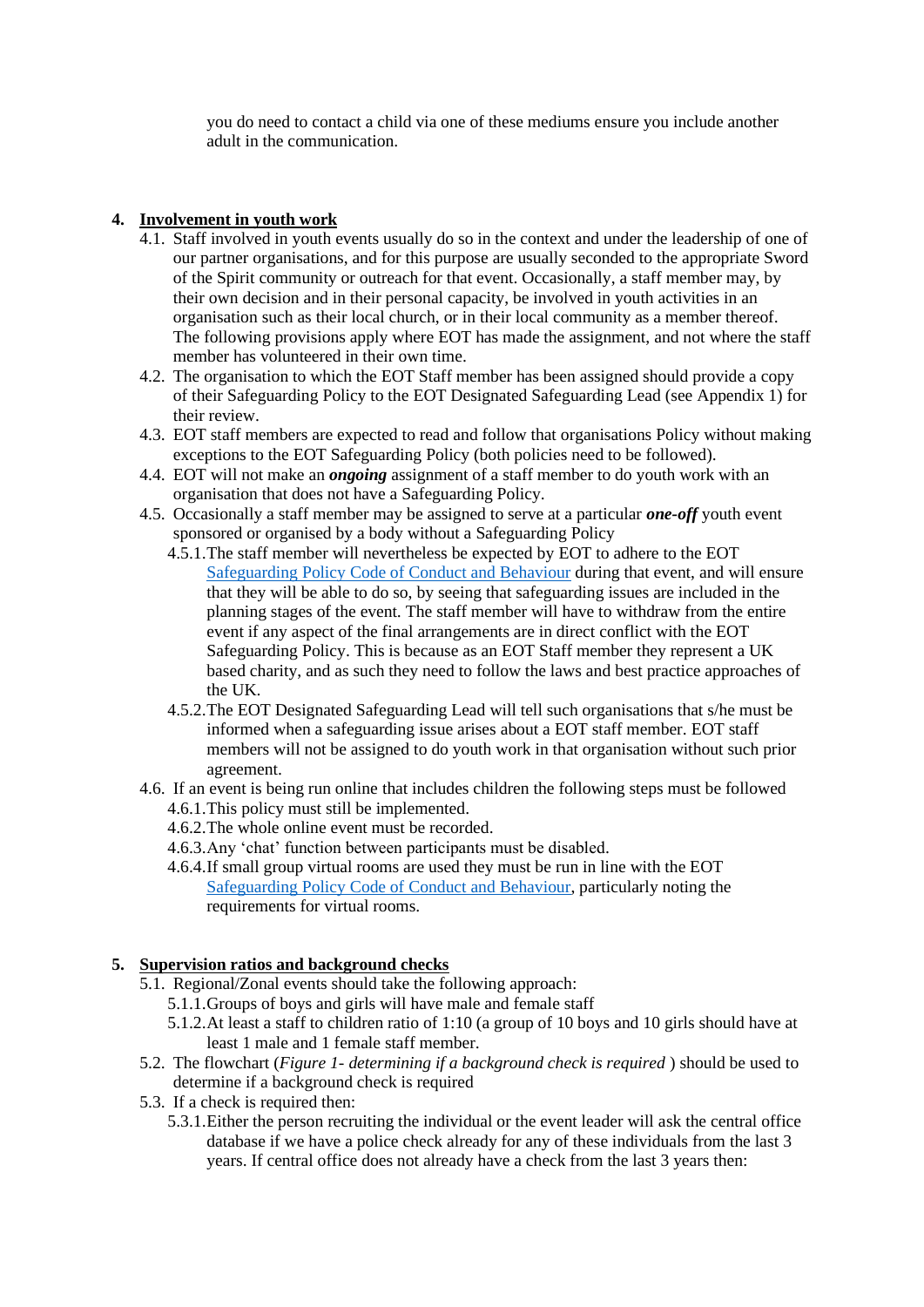you do need to contact a child via one of these mediums ensure you include another adult in the communication.

## 4. Involvement in youth work

4.1. Staff involved in youth events usually do so in the context and under the leadership of one of our partner organisations, and for this purpose are usually seconded to the appropriate Sword of the Spirit community or outreach for that event. Occasionally, a staff member may, by their own decision and in their personal capacity, be involved in youth activities in an organisation such as their local church, or in their local community as a member thereof. The following provisions apply where EOT has made the assignment, and not where the staff member has volunteered in their own time.

4.2. The organisation to which the EOT Staff member has been assigned should provide a copy of their Safeguarding Policy to the EOT Designated Safeguarding Lead (see Appendix 1) for their review.

4.3. EOT staff members are expected to read and follow that organisations Policy without making exceptions to the EOT Safeguarding Policy (both policies need to be followed).

4.4. EOT will not make an ***ongoing*** assignment of a staff member to do youth work with an organisation that does not have a Safeguarding Policy.

4.5. Occasionally a staff member may be assigned to serve at a particular ***one-off*** youth event sponsored or organised by a body without a Safeguarding Policy

- 4.5.1. The staff member will nevertheless be expected by EOT to adhere to the EOT Safeguarding Policy Code of Conduct and Behaviour during that event, and will ensure that they will be able to do so, by seeing that safeguarding issues are included in the planning stages of the event. The staff member will have to withdraw from the entire event if any aspect of the final arrangements are in direct conflict with the EOT Safeguarding Policy. This is because as an EOT Staff member they represent a UK based charity, and as such they need to follow the laws and best practice approaches of the UK.
- 4.5.2. The EOT Designated Safeguarding Lead will tell such organisations that s/he must be informed when a safeguarding issue arises about a EOT staff member. EOT staff members will not be assigned to do youth work in that organisation without such prior agreement.

4.6. If an event is being run online that includes children the following steps must be followed

- 4.6.1. This policy must still be implemented.
- 4.6.2. The whole online event must be recorded.
- 4.6.3. Any 'chat' function between participants must be disabled.
- 4.6.4. If small group virtual rooms are used they must be run in line with the EOT Safeguarding Policy Code of Conduct and Behaviour, particularly noting the requirements for virtual rooms.

## 5. Supervision ratios and background checks

5.1. Regional/Zonal events should take the following approach:

- 5.1.1. Groups of boys and girls will have male and female staff
- 5.1.2. At least a staff to children ratio of 1:10 (a group of 10 boys and 10 girls should have at least 1 male and 1 female staff member.

5.2. The flowchart (*Figure 1- determining if a background check is required* ) should be used to determine if a background check is required

5.3. If a check is required then:

- 5.3.1. Either the person recruiting the individual or the event leader will ask the central office database if we have a police check already for any of these individuals from the last 3 years. If central office does not already have a check from the last 3 years then: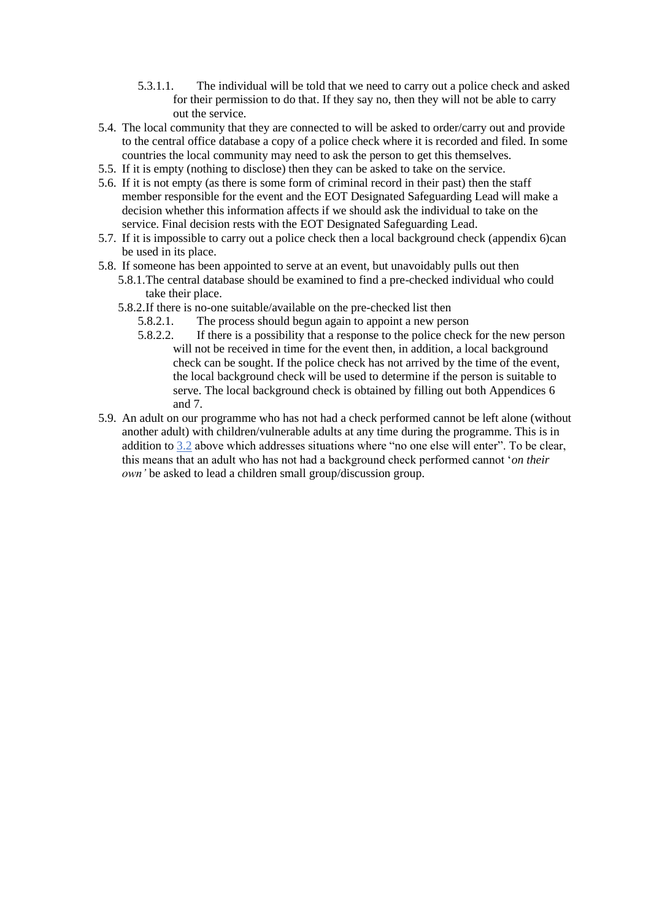5.3.1.1. The individual will be told that we need to carry out a police check and asked for their permission to do that. If they say no, then they will not be able to carry out the service.

5.4. The local community that they are connected to will be asked to order/carry out and provide to the central office database a copy of a police check where it is recorded and filed. In some countries the local community may need to ask the person to get this themselves.

5.5. If it is empty (nothing to disclose) then they can be asked to take on the service.

5.6. If it is not empty (as there is some form of criminal record in their past) then the staff member responsible for the event and the EOT Designated Safeguarding Lead will make a decision whether this information affects if we should ask the individual to take on the service. Final decision rests with the EOT Designated Safeguarding Lead.

5.7. If it is impossible to carry out a police check then a local background check (appendix 6)can be used in its place.

5.8. If someone has been appointed to serve at an event, but unavoidably pulls out then

5.8.1. The central database should be examined to find a pre-checked individual who could take their place.

5.8.2. If there is no-one suitable/available on the pre-checked list then

5.8.2.1. The process should begun again to appoint a new person

5.8.2.2. If there is a possibility that a response to the police check for the new person will not be received in time for the event then, in addition, a local background check can be sought. If the police check has not arrived by the time of the event, the local background check will be used to determine if the person is suitable to serve. The local background check is obtained by filling out both Appendices 6 and 7.

5.9. An adult on our programme who has not had a check performed cannot be left alone (without another adult) with children/vulnerable adults at any time during the programme. This is in addition to 3.2 above which addresses situations where "no one else will enter". To be clear, this means that an adult who has not had a background check performed cannot '*on their own'* be asked to lead a children small group/discussion group.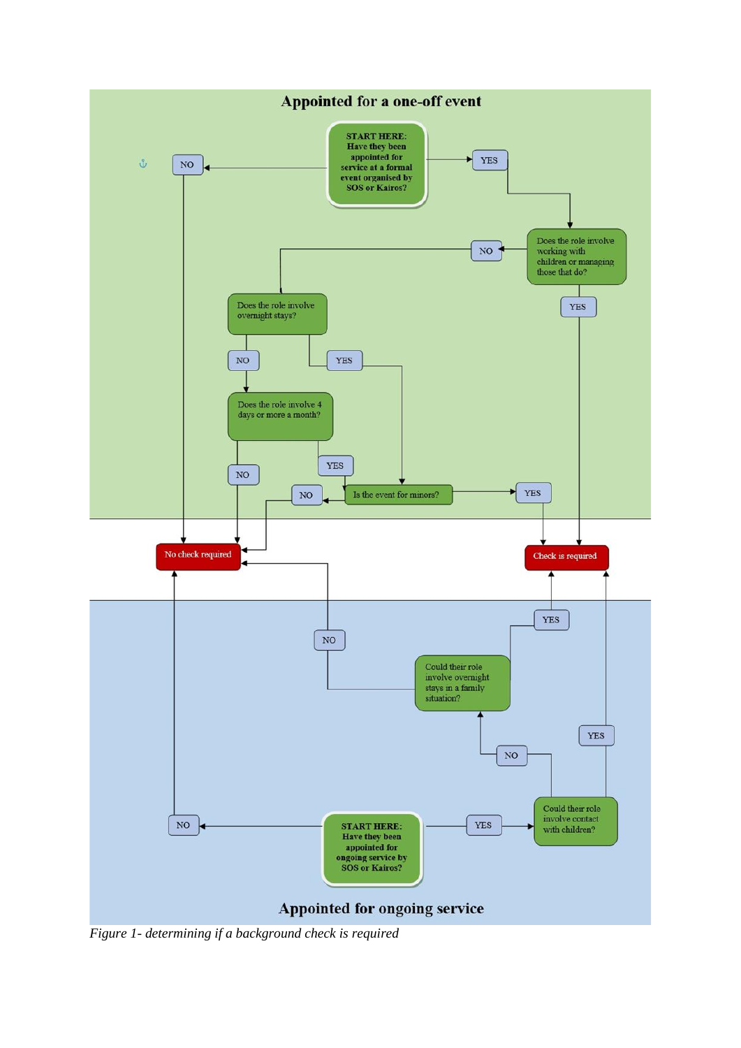**Appointed for a one-off event**

**START HERE: Have they been appointed for service at a formal event organised by SOS or Kairos?**

- NO → No check required
- YES → Does the role involve working with children or managing those that do?
  - YES → Check is required
  - NO → Does the role involve overnight stays?
    - YES → Is the event for minors?
    - NO → Does the role involve 4 days or more a month?
      - YES → Is the event for minors?
      - NO → No check required

Is the event for minors?

- YES → Check is required
- NO → No check required

**No check required**

**Check is required**

**Appointed for ongoing service**

**START HERE: Have they been appointed for ongoing service by SOS or Kairos?**

- NO → No check required
- YES → Could their role involve contact with children?
  - YES → Check is required
  - NO → Could their role involve overnight stays in a family situation?
    - YES → Check is required
    - NO → No check required

*Figure 1- determining if a background check is required*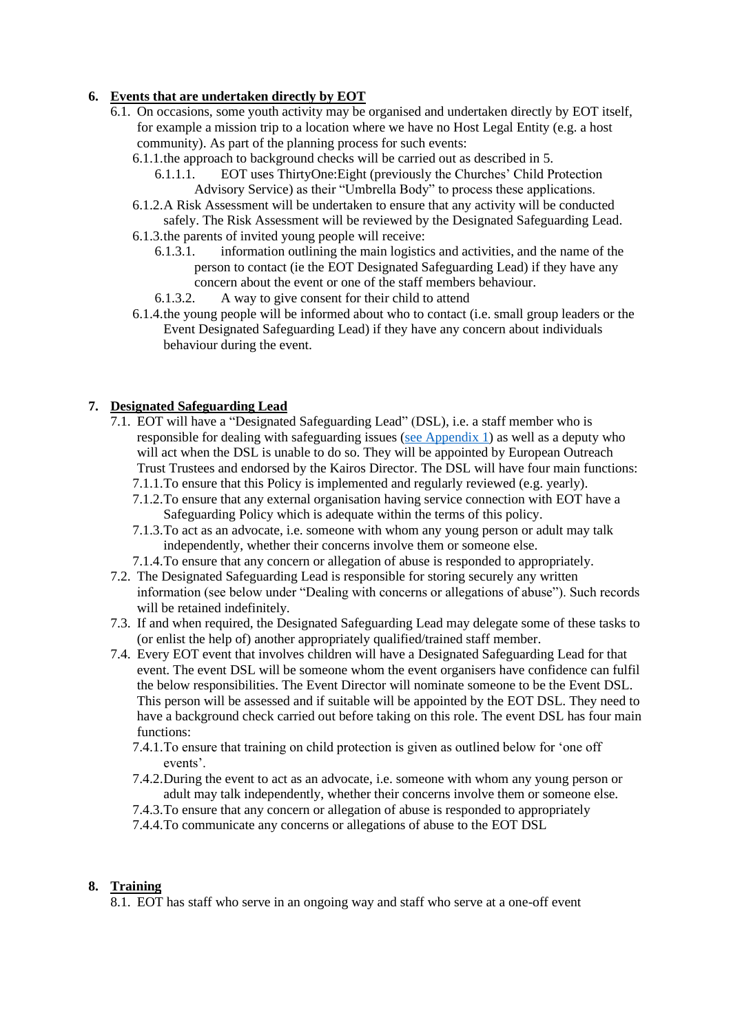## 6. Events that are undertaken directly by EOT

6.1. On occasions, some youth activity may be organised and undertaken directly by EOT itself, for example a mission trip to a location where we have no Host Legal Entity (e.g. a host community). As part of the planning process for such events:

6.1.1. the approach to background checks will be carried out as described in 5.

6.1.1.1. EOT uses ThirtyOne:Eight (previously the Churches' Child Protection Advisory Service) as their "Umbrella Body" to process these applications.

6.1.2. A Risk Assessment will be undertaken to ensure that any activity will be conducted safely. The Risk Assessment will be reviewed by the Designated Safeguarding Lead.

6.1.3. the parents of invited young people will receive:

6.1.3.1. information outlining the main logistics and activities, and the name of the person to contact (ie the EOT Designated Safeguarding Lead) if they have any concern about the event or one of the staff members behaviour.

6.1.3.2. A way to give consent for their child to attend

6.1.4. the young people will be informed about who to contact (i.e. small group leaders or the Event Designated Safeguarding Lead) if they have any concern about individuals behaviour during the event.

## 7. Designated Safeguarding Lead

7.1. EOT will have a "Designated Safeguarding Lead" (DSL), i.e. a staff member who is responsible for dealing with safeguarding issues (see Appendix 1) as well as a deputy who will act when the DSL is unable to do so. They will be appointed by European Outreach Trust Trustees and endorsed by the Kairos Director. The DSL will have four main functions:

7.1.1. To ensure that this Policy is implemented and regularly reviewed (e.g. yearly).

7.1.2. To ensure that any external organisation having service connection with EOT have a Safeguarding Policy which is adequate within the terms of this policy.

7.1.3. To act as an advocate, i.e. someone with whom any young person or adult may talk independently, whether their concerns involve them or someone else.

7.1.4. To ensure that any concern or allegation of abuse is responded to appropriately.

7.2. The Designated Safeguarding Lead is responsible for storing securely any written information (see below under "Dealing with concerns or allegations of abuse"). Such records will be retained indefinitely.

7.3. If and when required, the Designated Safeguarding Lead may delegate some of these tasks to (or enlist the help of) another appropriately qualified/trained staff member.

7.4. Every EOT event that involves children will have a Designated Safeguarding Lead for that event. The event DSL will be someone whom the event organisers have confidence can fulfil the below responsibilities. The Event Director will nominate someone to be the Event DSL. This person will be assessed and if suitable will be appointed by the EOT DSL. They need to have a background check carried out before taking on this role. The event DSL has four main functions:

7.4.1. To ensure that training on child protection is given as outlined below for 'one off events'.

7.4.2. During the event to act as an advocate, i.e. someone with whom any young person or adult may talk independently, whether their concerns involve them or someone else.

7.4.3. To ensure that any concern or allegation of abuse is responded to appropriately

7.4.4. To communicate any concerns or allegations of abuse to the EOT DSL

## 8. Training

8.1. EOT has staff who serve in an ongoing way and staff who serve at a one-off event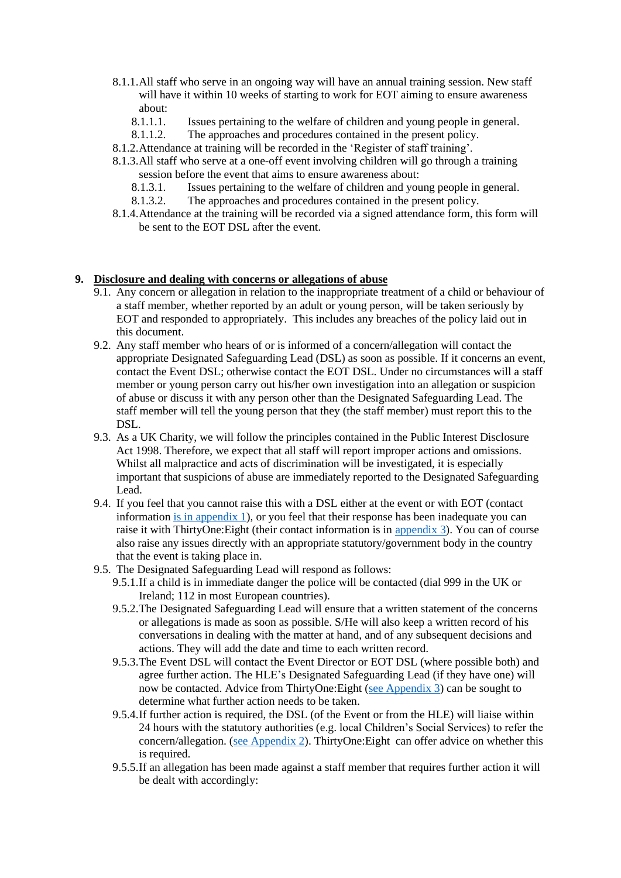- 8.1.1. All staff who serve in an ongoing way will have an annual training session. New staff will have it within 10 weeks of starting to work for EOT aiming to ensure awareness about:
  - 8.1.1.1. Issues pertaining to the welfare of children and young people in general.
  - 8.1.1.2. The approaches and procedures contained in the present policy.
- 8.1.2. Attendance at training will be recorded in the 'Register of staff training'.
- 8.1.3. All staff who serve at a one-off event involving children will go through a training session before the event that aims to ensure awareness about:
  - 8.1.3.1. Issues pertaining to the welfare of children and young people in general.
  - 8.1.3.2. The approaches and procedures contained in the present policy.
- 8.1.4. Attendance at the training will be recorded via a signed attendance form, this form will be sent to the EOT DSL after the event.

## 9. Disclosure and dealing with concerns or allegations of abuse

- 9.1. Any concern or allegation in relation to the inappropriate treatment of a child or behaviour of a staff member, whether reported by an adult or young person, will be taken seriously by EOT and responded to appropriately. This includes any breaches of the policy laid out in this document.
- 9.2. Any staff member who hears of or is informed of a concern/allegation will contact the appropriate Designated Safeguarding Lead (DSL) as soon as possible. If it concerns an event, contact the Event DSL; otherwise contact the EOT DSL. Under no circumstances will a staff member or young person carry out his/her own investigation into an allegation or suspicion of abuse or discuss it with any person other than the Designated Safeguarding Lead. The staff member will tell the young person that they (the staff member) must report this to the DSL.
- 9.3. As a UK Charity, we will follow the principles contained in the Public Interest Disclosure Act 1998. Therefore, we expect that all staff will report improper actions and omissions. Whilst all malpractice and acts of discrimination will be investigated, it is especially important that suspicions of abuse are immediately reported to the Designated Safeguarding Lead.
- 9.4. If you feel that you cannot raise this with a DSL either at the event or with EOT (contact information is in appendix 1), or you feel that their response has been inadequate you can raise it with ThirtyOne:Eight (their contact information is in appendix 3). You can of course also raise any issues directly with an appropriate statutory/government body in the country that the event is taking place in.
- 9.5. The Designated Safeguarding Lead will respond as follows:
  - 9.5.1. If a child is in immediate danger the police will be contacted (dial 999 in the UK or Ireland; 112 in most European countries).
  - 9.5.2. The Designated Safeguarding Lead will ensure that a written statement of the concerns or allegations is made as soon as possible. S/He will also keep a written record of his conversations in dealing with the matter at hand, and of any subsequent decisions and actions. They will add the date and time to each written record.
  - 9.5.3. The Event DSL will contact the Event Director or EOT DSL (where possible both) and agree further action. The HLE's Designated Safeguarding Lead (if they have one) will now be contacted. Advice from ThirtyOne:Eight (see Appendix 3) can be sought to determine what further action needs to be taken.
  - 9.5.4. If further action is required, the DSL (of the Event or from the HLE) will liaise within 24 hours with the statutory authorities (e.g. local Children's Social Services) to refer the concern/allegation. (see Appendix 2). ThirtyOne:Eight can offer advice on whether this is required.
  - 9.5.5. If an allegation has been made against a staff member that requires further action it will be dealt with accordingly: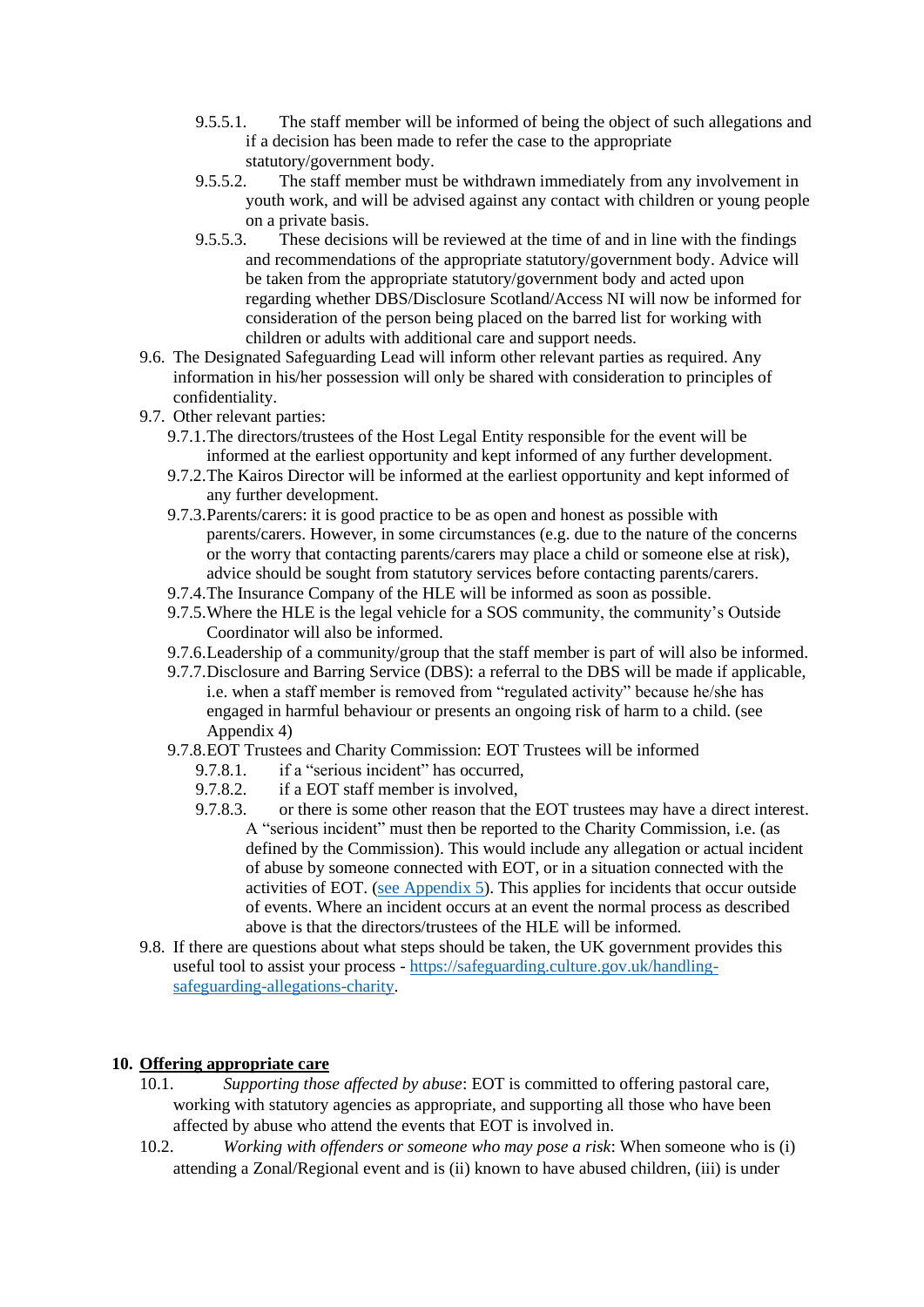- 9.5.5.1. The staff member will be informed of being the object of such allegations and if a decision has been made to refer the case to the appropriate statutory/government body.
- 9.5.5.2. The staff member must be withdrawn immediately from any involvement in youth work, and will be advised against any contact with children or young people on a private basis.
- 9.5.5.3. These decisions will be reviewed at the time of and in line with the findings and recommendations of the appropriate statutory/government body. Advice will be taken from the appropriate statutory/government body and acted upon regarding whether DBS/Disclosure Scotland/Access NI will now be informed for consideration of the person being placed on the barred list for working with children or adults with additional care and support needs.

9.6. The Designated Safeguarding Lead will inform other relevant parties as required. Any information in his/her possession will only be shared with consideration to principles of confidentiality.

9.7. Other relevant parties:

- 9.7.1. The directors/trustees of the Host Legal Entity responsible for the event will be informed at the earliest opportunity and kept informed of any further development.
- 9.7.2. The Kairos Director will be informed at the earliest opportunity and kept informed of any further development.
- 9.7.3. Parents/carers: it is good practice to be as open and honest as possible with parents/carers. However, in some circumstances (e.g. due to the nature of the concerns or the worry that contacting parents/carers may place a child or someone else at risk), advice should be sought from statutory services before contacting parents/carers.
- 9.7.4. The Insurance Company of the HLE will be informed as soon as possible.
- 9.7.5. Where the HLE is the legal vehicle for a SOS community, the community's Outside Coordinator will also be informed.
- 9.7.6. Leadership of a community/group that the staff member is part of will also be informed.
- 9.7.7. Disclosure and Barring Service (DBS): a referral to the DBS will be made if applicable, i.e. when a staff member is removed from "regulated activity" because he/she has engaged in harmful behaviour or presents an ongoing risk of harm to a child. (see Appendix 4)
- 9.7.8. EOT Trustees and Charity Commission: EOT Trustees will be informed
  - 9.7.8.1. if a "serious incident" has occurred,
  - 9.7.8.2. if a EOT staff member is involved,
  - 9.7.8.3. or there is some other reason that the EOT trustees may have a direct interest. A "serious incident" must then be reported to the Charity Commission, i.e. (as defined by the Commission). This would include any allegation or actual incident of abuse by someone connected with EOT, or in a situation connected with the activities of EOT. ([see Appendix 5](#)). This applies for incidents that occur outside of events. Where an incident occurs at an event the normal process as described above is that the directors/trustees of the HLE will be informed.

9.8. If there are questions about what steps should be taken, the UK government provides this useful tool to assist your process - [https://safeguarding.culture.gov.uk/handling-safeguarding-allegations-charity](https://safeguarding.culture.gov.uk/handling-safeguarding-allegations-charity).

## 10. <u>Offering appropriate care</u>

10.1. *Supporting those affected by abuse*: EOT is committed to offering pastoral care, working with statutory agencies as appropriate, and supporting all those who have been affected by abuse who attend the events that EOT is involved in.

10.2. *Working with offenders or someone who may pose a risk*: When someone who is (i) attending a Zonal/Regional event and is (ii) known to have abused children, (iii) is under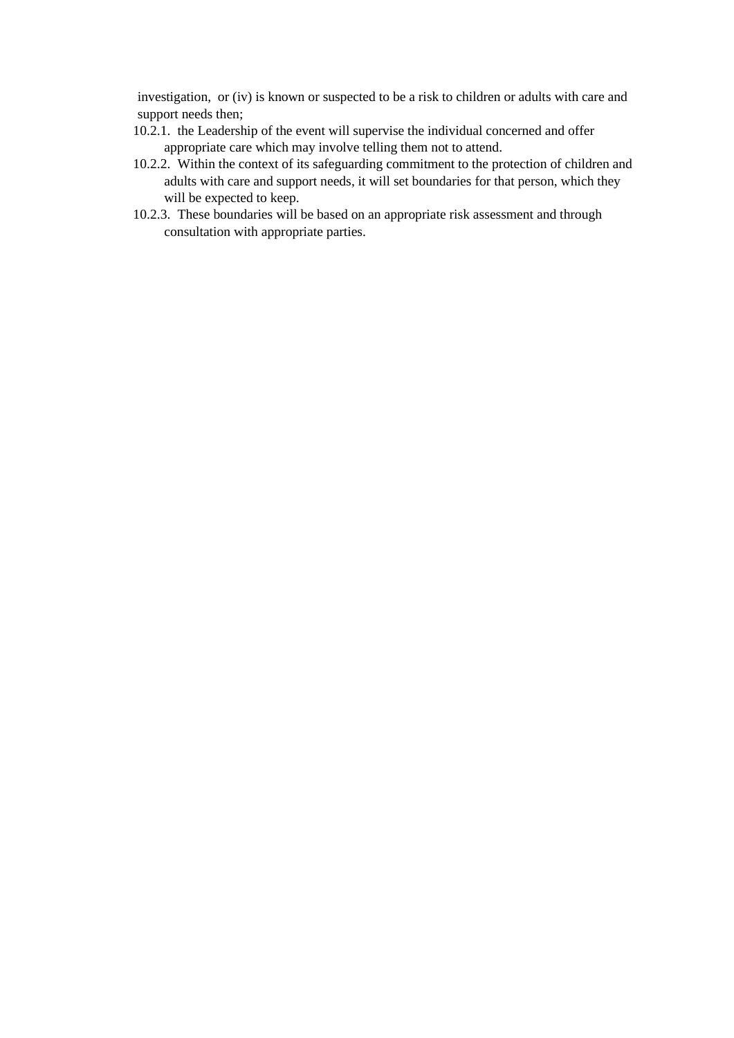investigation,  or (iv) is known or suspected to be a risk to children or adults with care and support needs then;

10.2.1. the Leadership of the event will supervise the individual concerned and offer appropriate care which may involve telling them not to attend.

10.2.2. Within the context of its safeguarding commitment to the protection of children and adults with care and support needs, it will set boundaries for that person, which they will be expected to keep.

10.2.3. These boundaries will be based on an appropriate risk assessment and through consultation with appropriate parties.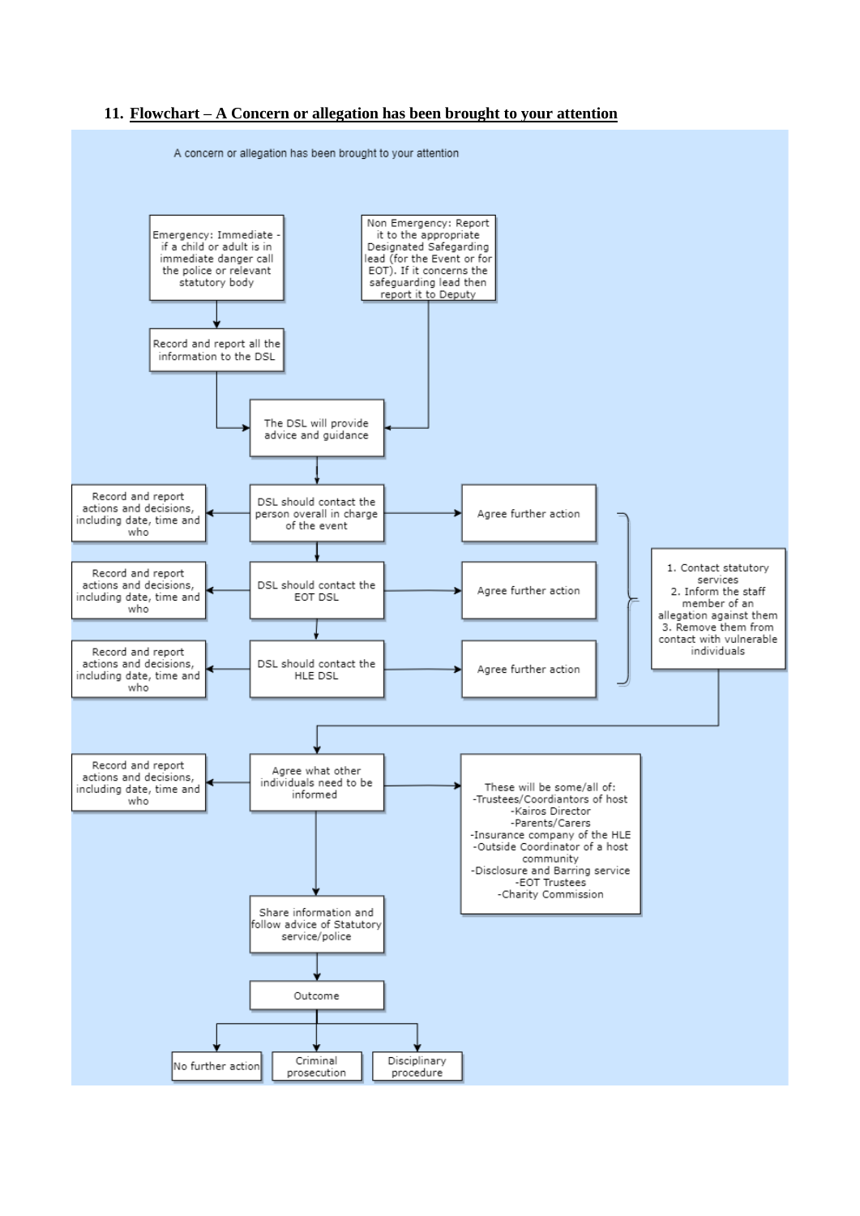## 11. Flowchart – A Concern or allegation has been brought to your attention

A concern or allegation has been brought to your attention

Emergency: Immediate - if a child or adult is in immediate danger call the police or relevant statutory body

Record and report all the information to the DSL

Non Emergency: Report it to the appropriate Designated Safegarding lead (for the Event or for EOT). If it concerns the safeguarding lead then report it to Deputy

The DSL will provide advice and guidance

DSL should contact the person overall in charge of the event

- Record and report actions and decisions, including date, time and who
- Agree further action

DSL should contact the EOT DSL

- Record and report actions and decisions, including date, time and who
- Agree further action

DSL should contact the HLE DSL

- Record and report actions and decisions, including date, time and who
- Agree further action

1. Contact statutory services
2. Inform the staff member of an allegation against them
3. Remove them from contact with vulnerable individuals

Agree what other individuals need to be informed

- Record and report actions and decisions, including date, time and who

These will be some/all of:
-Trustees/Coordiantors of host
-Kairos Director
-Parents/Carers
-Insurance company of the HLE
-Outside Coordinator of a host community
-Disclosure and Barring service
-EOT Trustees
-Charity Commission

Share information and follow advice of Statutory service/police

Outcome

- No further action
- Criminal prosecution
- Disciplinary procedure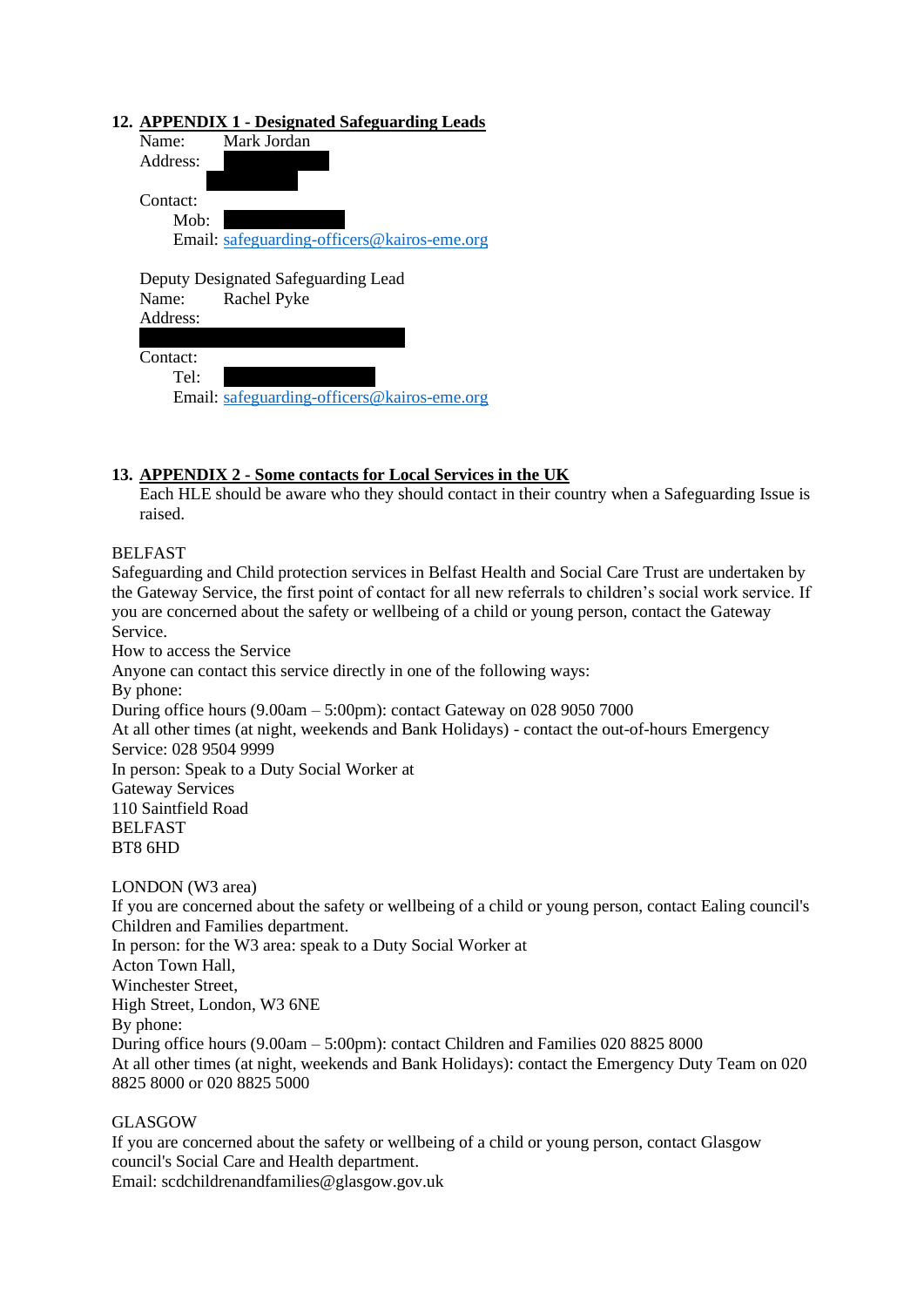## 12. APPENDIX 1 - Designated Safeguarding Leads

Name: Mark Jordan
Address:

Contact:
Mob:
Email: safeguarding-officers@kairos-eme.org

Deputy Designated Safeguarding Lead
Name: Rachel Pyke
Address:

Contact:
Tel:
Email: safeguarding-officers@kairos-eme.org

## 13. APPENDIX 2 - Some contacts for Local Services in the UK

Each HLE should be aware who they should contact in their country when a Safeguarding Issue is raised.

BELFAST
Safeguarding and Child protection services in Belfast Health and Social Care Trust are undertaken by the Gateway Service, the first point of contact for all new referrals to children's social work service. If you are concerned about the safety or wellbeing of a child or young person, contact the Gateway Service.
How to access the Service
Anyone can contact this service directly in one of the following ways:
By phone:
During office hours (9.00am – 5:00pm): contact Gateway on 028 9050 7000
At all other times (at night, weekends and Bank Holidays) - contact the out-of-hours Emergency Service: 028 9504 9999
In person: Speak to a Duty Social Worker at
Gateway Services
110 Saintfield Road
BELFAST
BT8 6HD

LONDON (W3 area)
If you are concerned about the safety or wellbeing of a child or young person, contact Ealing council's Children and Families department.
In person: for the W3 area: speak to a Duty Social Worker at
Acton Town Hall,
Winchester Street,
High Street, London, W3 6NE
By phone:
During office hours (9.00am – 5:00pm): contact Children and Families 020 8825 8000
At all other times (at night, weekends and Bank Holidays): contact the Emergency Duty Team on 020 8825 8000 or 020 8825 5000

GLASGOW
If you are concerned about the safety or wellbeing of a child or young person, contact Glasgow council's Social Care and Health department.
Email: scdchildrenandfamilies@glasgow.gov.uk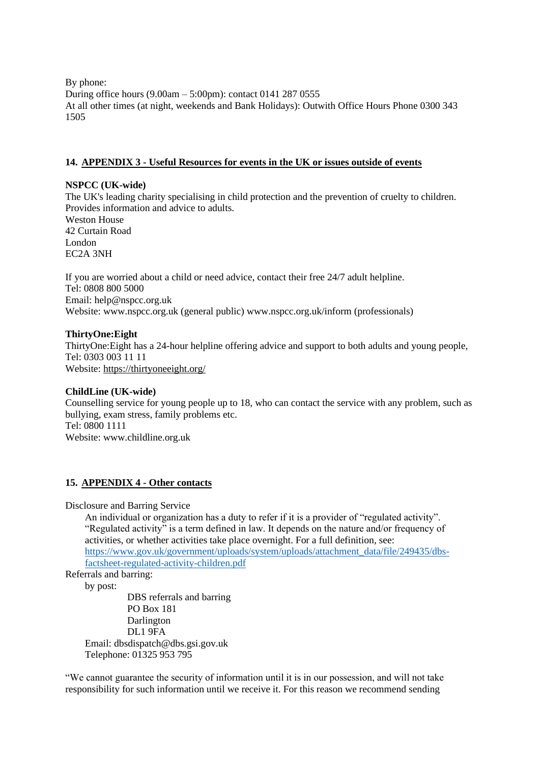By phone:
During office hours (9.00am – 5:00pm): contact 0141 287 0555
At all other times (at night, weekends and Bank Holidays): Outwith Office Hours Phone 0300 343 1505

## 14. APPENDIX 3 - Useful Resources for events in the UK or issues outside of events

**NSPCC (UK-wide)**
The UK's leading charity specialising in child protection and the prevention of cruelty to children. Provides information and advice to adults.
Weston House
42 Curtain Road
London
EC2A 3NH

If you are worried about a child or need advice, contact their free 24/7 adult helpline.
Tel: 0808 800 5000
Email: help@nspcc.org.uk
Website: www.nspcc.org.uk (general public) www.nspcc.org.uk/inform (professionals)

**ThirtyOne:Eight**
ThirtyOne:Eight has a 24-hour helpline offering advice and support to both adults and young people,
Tel: 0303 003 11 11
Website: https://thirtyoneeight.org/

**ChildLine (UK-wide)**
Counselling service for young people up to 18, who can contact the service with any problem, such as bullying, exam stress, family problems etc.
Tel: 0800 1111
Website: www.childline.org.uk

## 15. APPENDIX 4 - Other contacts

Disclosure and Barring Service

An individual or organization has a duty to refer if it is a provider of "regulated activity". "Regulated activity" is a term defined in law. It depends on the nature and/or frequency of activities, or whether activities take place overnight. For a full definition, see: https://www.gov.uk/government/uploads/system/uploads/attachment_data/file/249435/dbs-factsheet-regulated-activity-children.pdf

Referrals and barring:

by post:

DBS referrals and barring
PO Box 181
Darlington
DL1 9FA

Email: dbsdispatch@dbs.gsi.gov.uk
Telephone: 01325 953 795

"We cannot guarantee the security of information until it is in our possession, and will not take responsibility for such information until we receive it. For this reason we recommend sending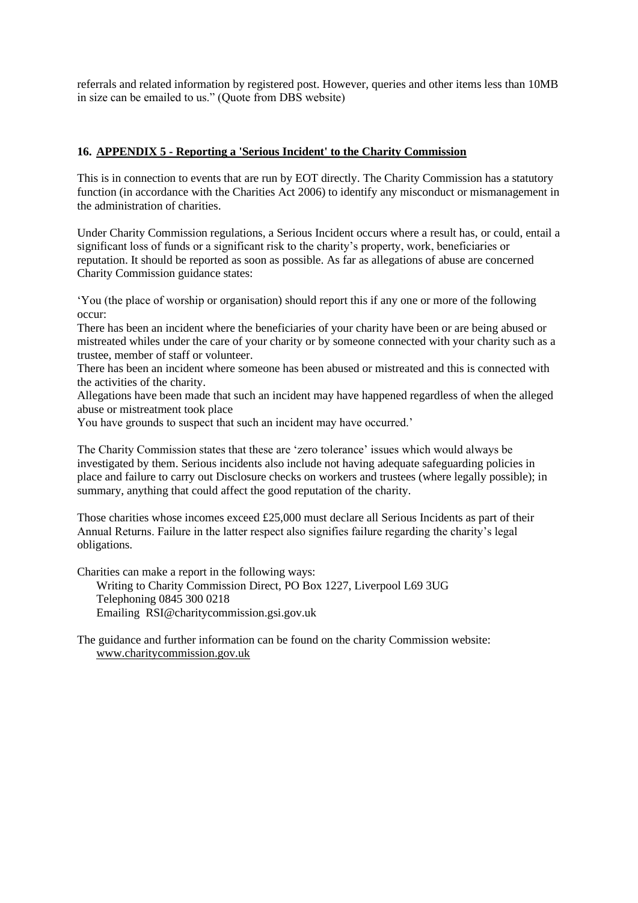referrals and related information by registered post. However, queries and other items less than 10MB in size can be emailed to us." (Quote from DBS website)

## 16. APPENDIX 5 - Reporting a 'Serious Incident' to the Charity Commission

This is in connection to events that are run by EOT directly. The Charity Commission has a statutory function (in accordance with the Charities Act 2006) to identify any misconduct or mismanagement in the administration of charities.

Under Charity Commission regulations, a Serious Incident occurs where a result has, or could, entail a significant loss of funds or a significant risk to the charity's property, work, beneficiaries or reputation. It should be reported as soon as possible. As far as allegations of abuse are concerned Charity Commission guidance states:

'You (the place of worship or organisation) should report this if any one or more of the following occur:

There has been an incident where the beneficiaries of your charity have been or are being abused or mistreated whiles under the care of your charity or by someone connected with your charity such as a trustee, member of staff or volunteer.

There has been an incident where someone has been abused or mistreated and this is connected with the activities of the charity.

Allegations have been made that such an incident may have happened regardless of when the alleged abuse or mistreatment took place

You have grounds to suspect that such an incident may have occurred.'

The Charity Commission states that these are 'zero tolerance' issues which would always be investigated by them. Serious incidents also include not having adequate safeguarding policies in place and failure to carry out Disclosure checks on workers and trustees (where legally possible); in summary, anything that could affect the good reputation of the charity.

Those charities whose incomes exceed £25,000 must declare all Serious Incidents as part of their Annual Returns. Failure in the latter respect also signifies failure regarding the charity's legal obligations.

Charities can make a report in the following ways:

- Writing to Charity Commission Direct, PO Box 1227, Liverpool L69 3UG
- Telephoning 0845 300 0218
- Emailing RSI@charitycommission.gsi.gov.uk

The guidance and further information can be found on the charity Commission website:
www.charitycommission.gov.uk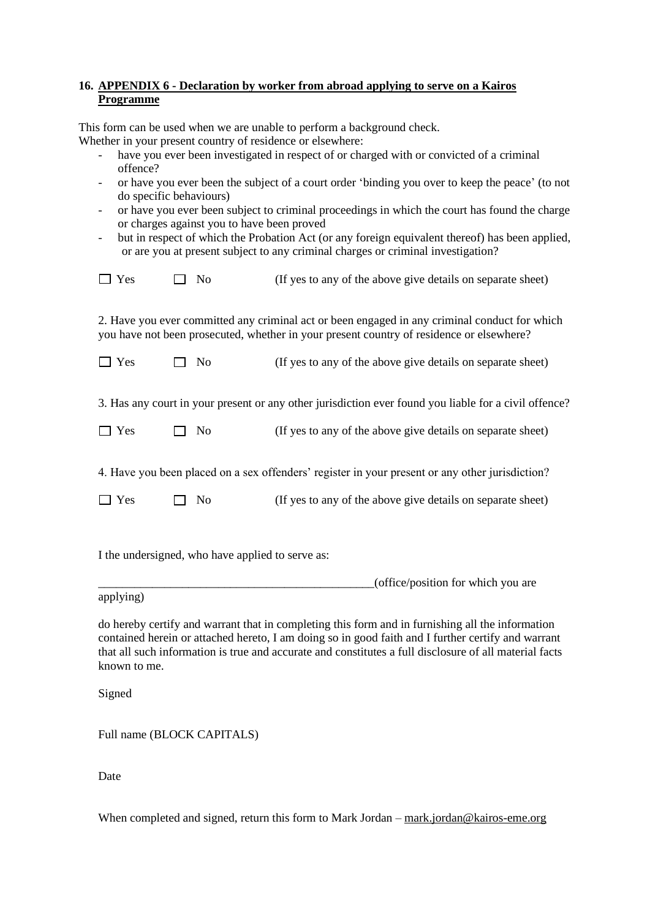## 16. APPENDIX 6 - Declaration by worker from abroad applying to serve on a Kairos Programme

This form can be used when we are unable to perform a background check.
Whether in your present country of residence or elsewhere:

- have you ever been investigated in respect of or charged with or convicted of a criminal offence?
- or have you ever been the subject of a court order 'binding you over to keep the peace' (to not do specific behaviours)
- or have you ever been subject to criminal proceedings in which the court has found the charge or charges against you to have been proved
- but in respect of which the Probation Act (or any foreign equivalent thereof) has been applied, or are you at present subject to any criminal charges or criminal investigation?

☐ Yes ☐ No (If yes to any of the above give details on separate sheet)

2. Have you ever committed any criminal act or been engaged in any criminal conduct for which you have not been prosecuted, whether in your present country of residence or elsewhere?

☐ Yes ☐ No (If yes to any of the above give details on separate sheet)

3. Has any court in your present or any other jurisdiction ever found you liable for a civil offence?

☐ Yes ☐ No (If yes to any of the above give details on separate sheet)

4. Have you been placed on a sex offenders' register in your present or any other jurisdiction?

☐ Yes ☐ No (If yes to any of the above give details on separate sheet)

I the undersigned, who have applied to serve as:

_______________________________________________(office/position for which you are applying)

do hereby certify and warrant that in completing this form and in furnishing all the information contained herein or attached hereto, I am doing so in good faith and I further certify and warrant that all such information is true and accurate and constitutes a full disclosure of all material facts known to me.

Signed

Full name (BLOCK CAPITALS)

Date

When completed and signed, return this form to Mark Jordan – mark.jordan@kairos-eme.org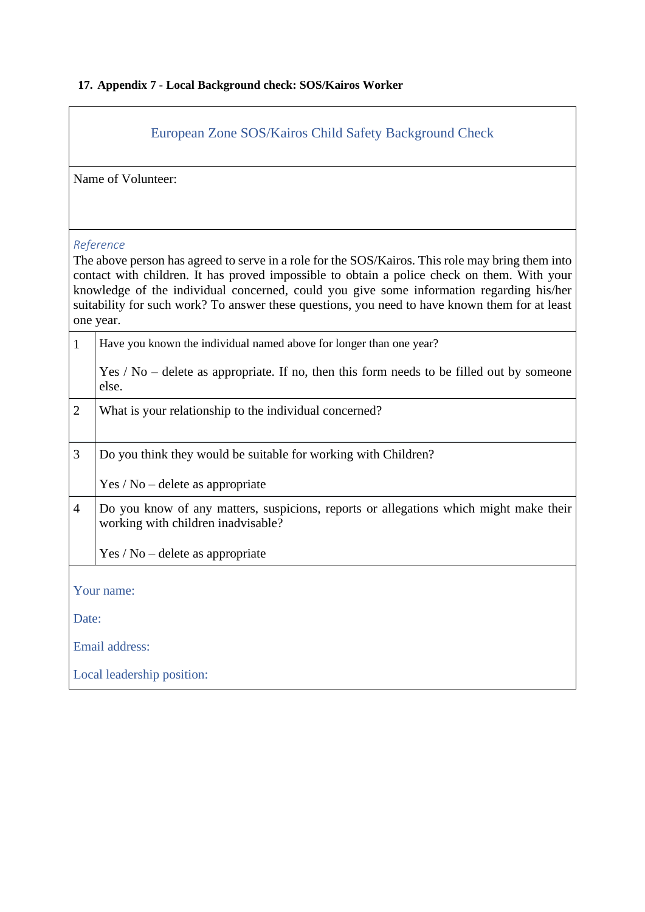### 17. Appendix 7 - Local Background check: SOS/Kairos Worker

European Zone SOS/Kairos Child Safety Background Check

Name of Volunteer:

*Reference*

The above person has agreed to serve in a role for the SOS/Kairos. This role may bring them into contact with children. It has proved impossible to obtain a police check on them. With your knowledge of the individual concerned, could you give some information regarding his/her suitability for such work? To answer these questions, you need to have known them for at least one year.

| | |
|---|---|
| 1 | Have you known the individual named above for longer than one year?<br><br>Yes / No – delete as appropriate. If no, then this form needs to be filled out by someone else. |
| 2 | What is your relationship to the individual concerned? |
| 3 | Do you think they would be suitable for working with Children?<br><br>Yes / No – delete as appropriate |
| 4 | Do you know of any matters, suspicions, reports or allegations which might make their working with children inadvisable?<br><br>Yes / No – delete as appropriate |

Your name:

Date:

Email address:

Local leadership position: